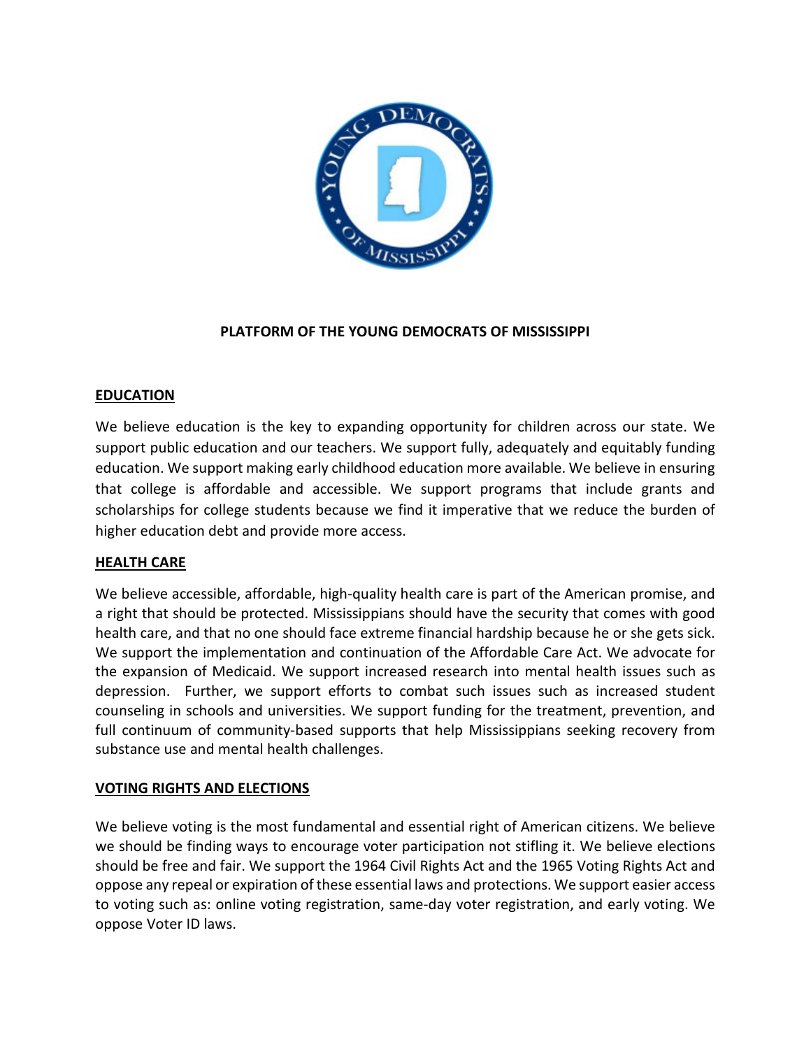# PLATFORM OF THE YOUNG DEMOCRATS OF MISSISSIPPI

## EDUCATION

We believe education is the key to expanding opportunity for children across our state. We support public education and our teachers. We support fully, adequately and equitably funding education. We support making early childhood education more available. We believe in ensuring that college is affordable and accessible. We support programs that include grants and scholarships for college students because we find it imperative that we reduce the burden of higher education debt and provide more access.

## HEALTH CARE

We believe accessible, affordable, high-quality health care is part of the American promise, and a right that should be protected. Mississippians should have the security that comes with good health care, and that no one should face extreme financial hardship because he or she gets sick. We support the implementation and continuation of the Affordable Care Act. We advocate for the expansion of Medicaid. We support increased research into mental health issues such as depression. Further, we support efforts to combat such issues such as increased student counseling in schools and universities. We support funding for the treatment, prevention, and full continuum of community-based supports that help Mississippians seeking recovery from substance use and mental health challenges.

## VOTING RIGHTS AND ELECTIONS

We believe voting is the most fundamental and essential right of American citizens. We believe we should be finding ways to encourage voter participation not stifling it. We believe elections should be free and fair. We support the 1964 Civil Rights Act and the 1965 Voting Rights Act and oppose any repeal or expiration of these essential laws and protections. We support easier access to voting such as: online voting registration, same-day voter registration, and early voting. We oppose Voter ID laws.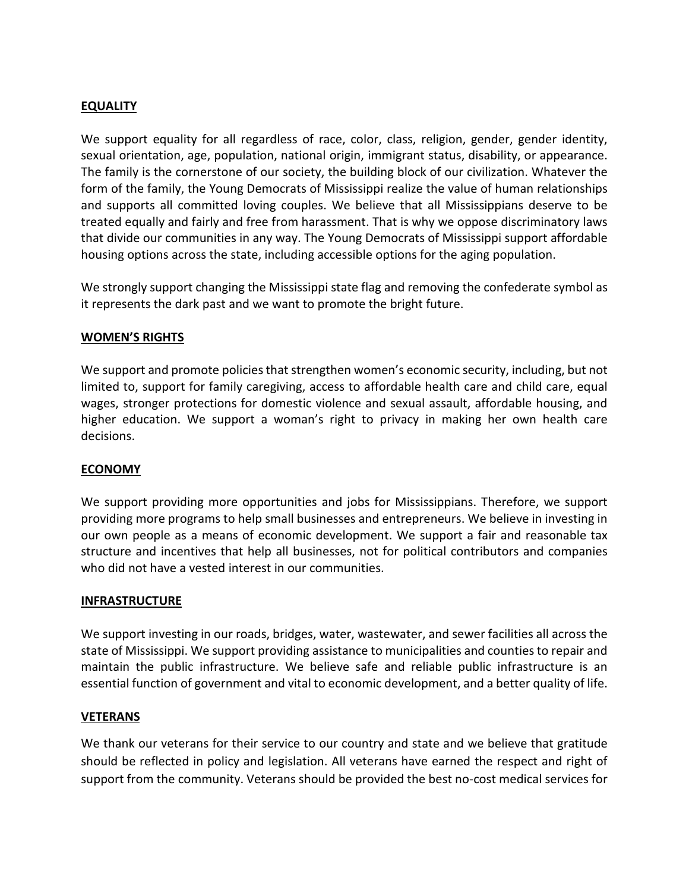## EQUALITY

We support equality for all regardless of race, color, class, religion, gender, gender identity, sexual orientation, age, population, national origin, immigrant status, disability, or appearance. The family is the cornerstone of our society, the building block of our civilization. Whatever the form of the family, the Young Democrats of Mississippi realize the value of human relationships and supports all committed loving couples. We believe that all Mississippians deserve to be treated equally and fairly and free from harassment. That is why we oppose discriminatory laws that divide our communities in any way. The Young Democrats of Mississippi support affordable housing options across the state, including accessible options for the aging population.

We strongly support changing the Mississippi state flag and removing the confederate symbol as it represents the dark past and we want to promote the bright future.

## WOMEN'S RIGHTS

We support and promote policies that strengthen women's economic security, including, but not limited to, support for family caregiving, access to affordable health care and child care, equal wages, stronger protections for domestic violence and sexual assault, affordable housing, and higher education. We support a woman's right to privacy in making her own health care decisions.

## ECONOMY

We support providing more opportunities and jobs for Mississippians. Therefore, we support providing more programs to help small businesses and entrepreneurs. We believe in investing in our own people as a means of economic development. We support a fair and reasonable tax structure and incentives that help all businesses, not for political contributors and companies who did not have a vested interest in our communities.

## INFRASTRUCTURE

We support investing in our roads, bridges, water, wastewater, and sewer facilities all across the state of Mississippi. We support providing assistance to municipalities and counties to repair and maintain the public infrastructure. We believe safe and reliable public infrastructure is an essential function of government and vital to economic development, and a better quality of life.

## VETERANS

We thank our veterans for their service to our country and state and we believe that gratitude should be reflected in policy and legislation. All veterans have earned the respect and right of support from the community. Veterans should be provided the best no-cost medical services for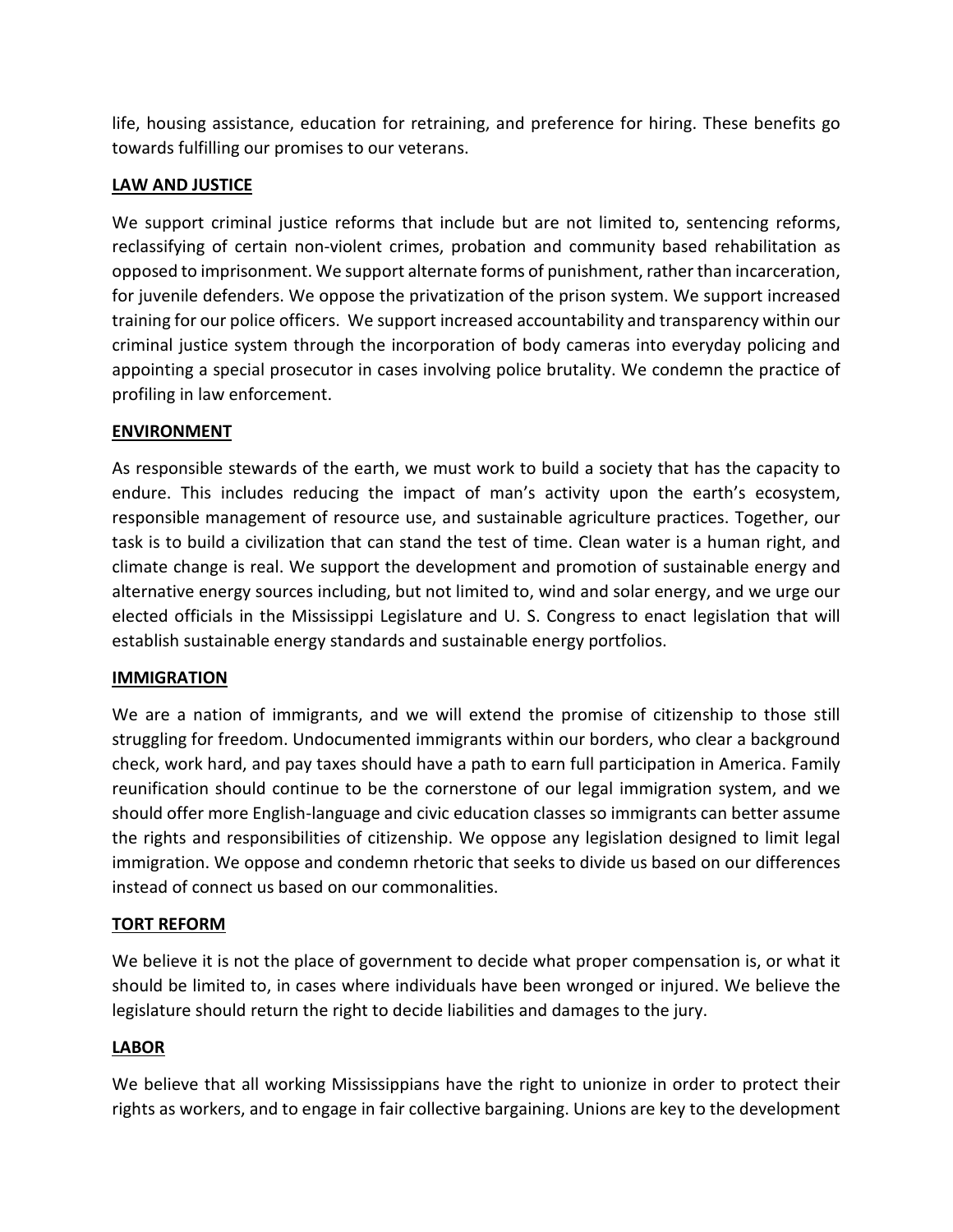life, housing assistance, education for retraining, and preference for hiring. These benefits go towards fulfilling our promises to our veterans.

## LAW AND JUSTICE

We support criminal justice reforms that include but are not limited to, sentencing reforms, reclassifying of certain non-violent crimes, probation and community based rehabilitation as opposed to imprisonment. We support alternate forms of punishment, rather than incarceration, for juvenile defenders. We oppose the privatization of the prison system. We support increased training for our police officers. We support increased accountability and transparency within our criminal justice system through the incorporation of body cameras into everyday policing and appointing a special prosecutor in cases involving police brutality. We condemn the practice of profiling in law enforcement.

## ENVIRONMENT

As responsible stewards of the earth, we must work to build a society that has the capacity to endure. This includes reducing the impact of man's activity upon the earth's ecosystem, responsible management of resource use, and sustainable agriculture practices. Together, our task is to build a civilization that can stand the test of time. Clean water is a human right, and climate change is real. We support the development and promotion of sustainable energy and alternative energy sources including, but not limited to, wind and solar energy, and we urge our elected officials in the Mississippi Legislature and U. S. Congress to enact legislation that will establish sustainable energy standards and sustainable energy portfolios.

## IMMIGRATION

We are a nation of immigrants, and we will extend the promise of citizenship to those still struggling for freedom. Undocumented immigrants within our borders, who clear a background check, work hard, and pay taxes should have a path to earn full participation in America. Family reunification should continue to be the cornerstone of our legal immigration system, and we should offer more English-language and civic education classes so immigrants can better assume the rights and responsibilities of citizenship. We oppose any legislation designed to limit legal immigration. We oppose and condemn rhetoric that seeks to divide us based on our differences instead of connect us based on our commonalities.

## TORT REFORM

We believe it is not the place of government to decide what proper compensation is, or what it should be limited to, in cases where individuals have been wronged or injured. We believe the legislature should return the right to decide liabilities and damages to the jury.

## LABOR

We believe that all working Mississippians have the right to unionize in order to protect their rights as workers, and to engage in fair collective bargaining. Unions are key to the development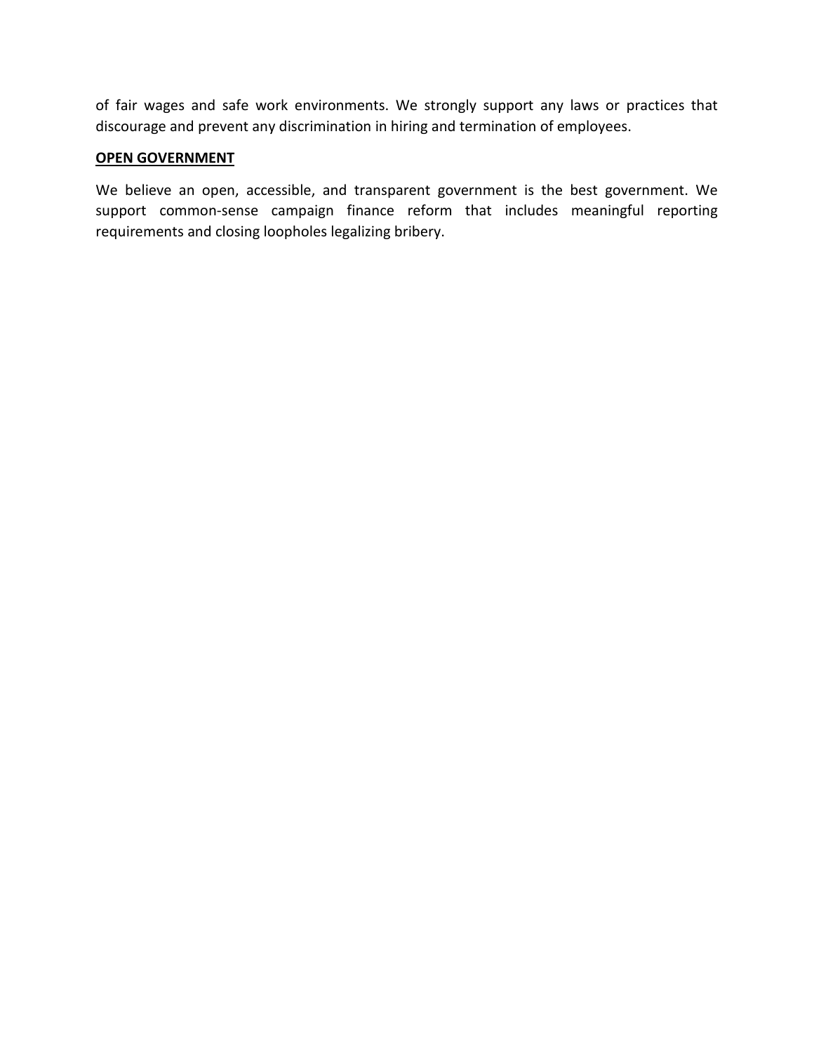of fair wages and safe work environments. We strongly support any laws or practices that discourage and prevent any discrimination in hiring and termination of employees.

## OPEN GOVERNMENT

We believe an open, accessible, and transparent government is the best government. We support common-sense campaign finance reform that includes meaningful reporting requirements and closing loopholes legalizing bribery.